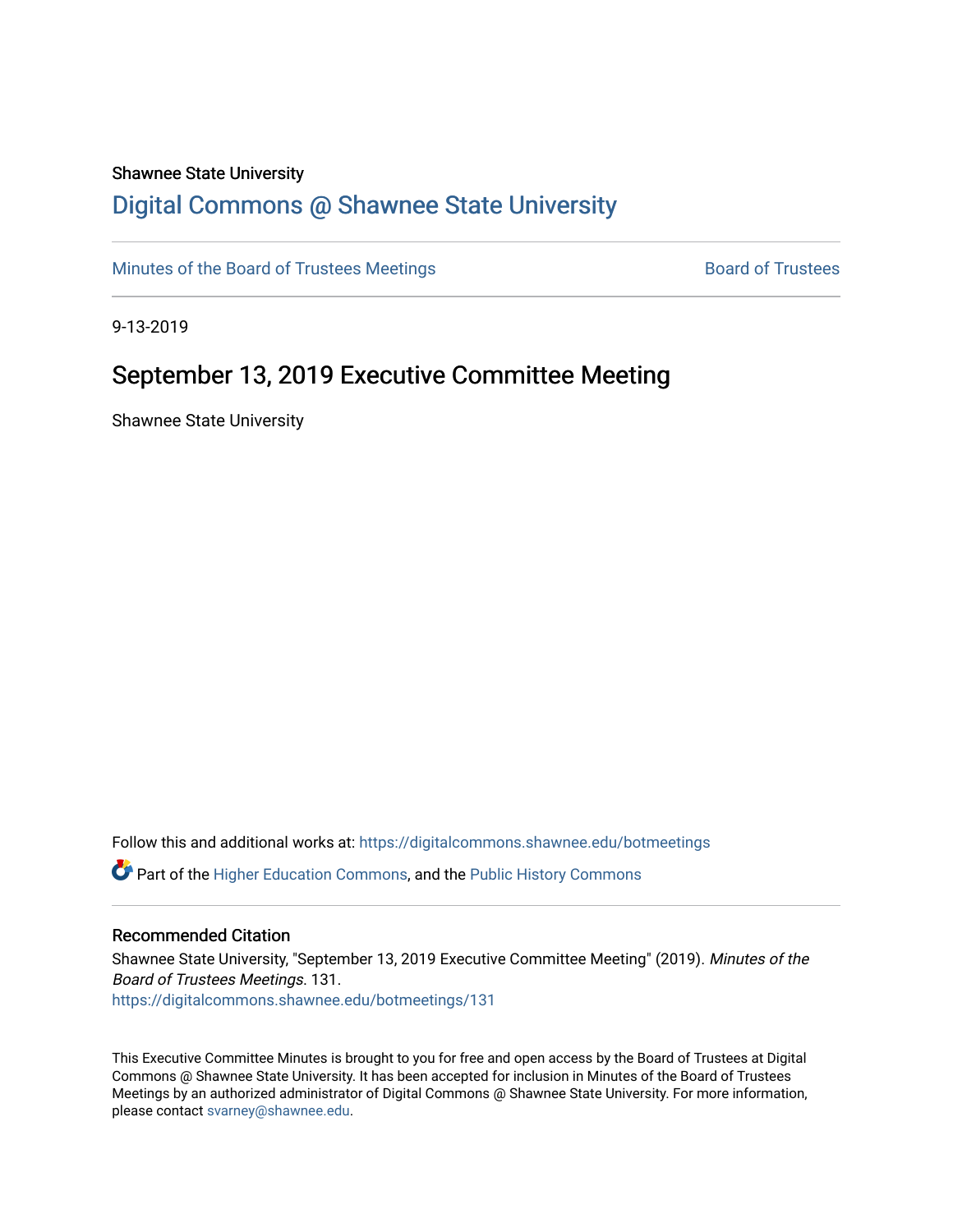Shawnee State University

# Digital Commons @ Shawnee State University

Minutes of the Board of Trustees Meetings | Board of Trustees

9-13-2019

## September 13, 2019 Executive Committee Meeting

Shawnee State University

Follow this and additional works at: https://digitalcommons.shawnee.edu/botmeetings

Part of the Higher Education Commons, and the Public History Commons

### Recommended Citation

Shawnee State University, "September 13, 2019 Executive Committee Meeting" (2019). *Minutes of the Board of Trustees Meetings*. 131.
https://digitalcommons.shawnee.edu/botmeetings/131

This Executive Committee Minutes is brought to you for free and open access by the Board of Trustees at Digital Commons @ Shawnee State University. It has been accepted for inclusion in Minutes of the Board of Trustees Meetings by an authorized administrator of Digital Commons @ Shawnee State University. For more information, please contact svarney@shawnee.edu.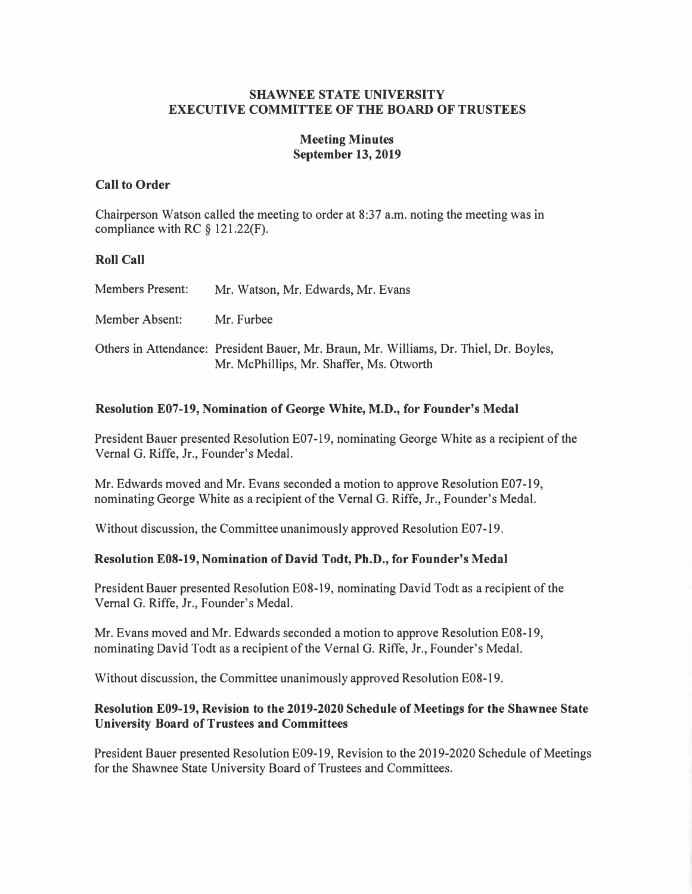# SHAWNEE STATE UNIVERSITY
# EXECUTIVE COMMITTEE OF THE BOARD OF TRUSTEES

## Meeting Minutes
## September 13, 2019

### Call to Order

Chairperson Watson called the meeting to order at 8:37 a.m. noting the meeting was in compliance with RC § 121.22(F).

### Roll Call

Members Present: Mr. Watson, Mr. Edwards, Mr. Evans

Member Absent: Mr. Furbee

Others in Attendance: President Bauer, Mr. Braun, Mr. Williams, Dr. Thiel, Dr. Boyles, Mr. McPhillips, Mr. Shaffer, Ms. Otworth

### Resolution E07-19, Nomination of George White, M.D., for Founder's Medal

President Bauer presented Resolution E07-19, nominating George White as a recipient of the Vernal G. Riffe, Jr., Founder's Medal.

Mr. Edwards moved and Mr. Evans seconded a motion to approve Resolution E07-19, nominating George White as a recipient of the Vernal G. Riffe, Jr., Founder's Medal.

Without discussion, the Committee unanimously approved Resolution E07-19.

### Resolution E08-19, Nomination of David Todt, Ph.D., for Founder's Medal

President Bauer presented Resolution E08-19, nominating David Todt as a recipient of the Vernal G. Riffe, Jr., Founder's Medal.

Mr. Evans moved and Mr. Edwards seconded a motion to approve Resolution E08-19, nominating David Todt as a recipient of the Vernal G. Riffe, Jr., Founder's Medal.

Without discussion, the Committee unanimously approved Resolution E08-19.

### Resolution E09-19, Revision to the 2019-2020 Schedule of Meetings for the Shawnee State University Board of Trustees and Committees

President Bauer presented Resolution E09-19, Revision to the 2019-2020 Schedule of Meetings for the Shawnee State University Board of Trustees and Committees.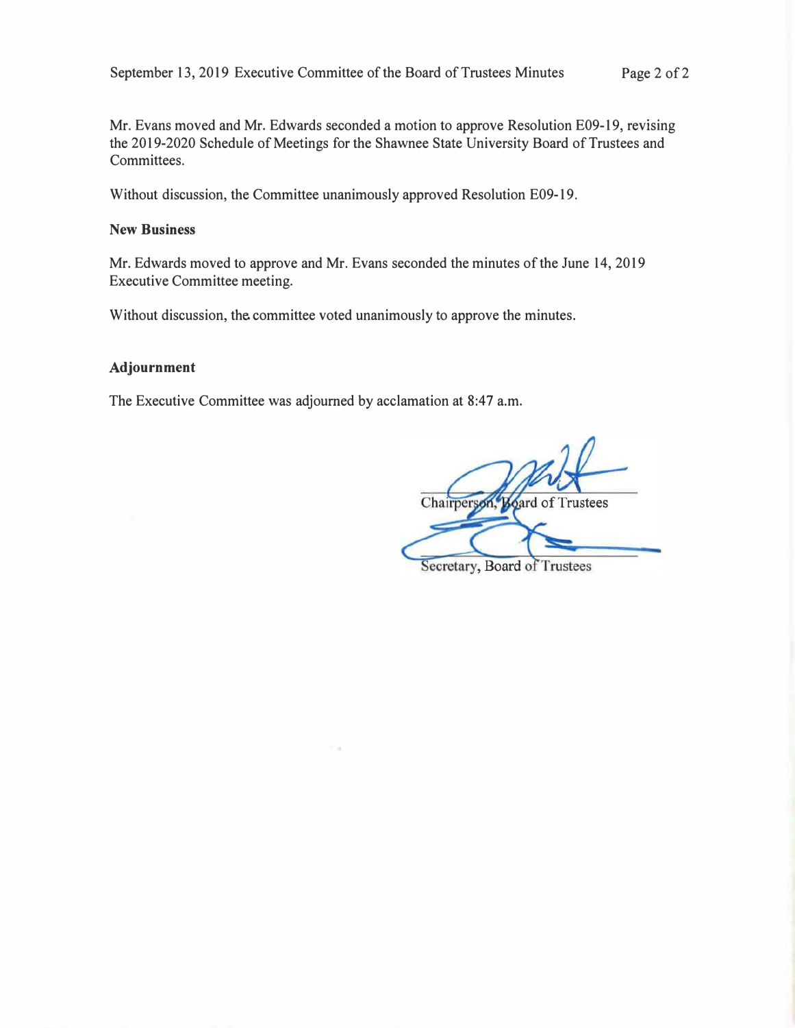Mr. Evans moved and Mr. Edwards seconded a motion to approve Resolution E09-19, revising the 2019-2020 Schedule of Meetings for the Shawnee State University Board of Trustees and Committees.

Without discussion, the Committee unanimously approved Resolution E09-19.

**New Business**

Mr. Edwards moved to approve and Mr. Evans seconded the minutes of the June 14, 2019 Executive Committee meeting.

Without discussion, the committee voted unanimously to approve the minutes.

**Adjournment**

The Executive Committee was adjourned by acclamation at 8:47 a.m.

Chairperson, Board of Trustees

Secretary, Board of Trustees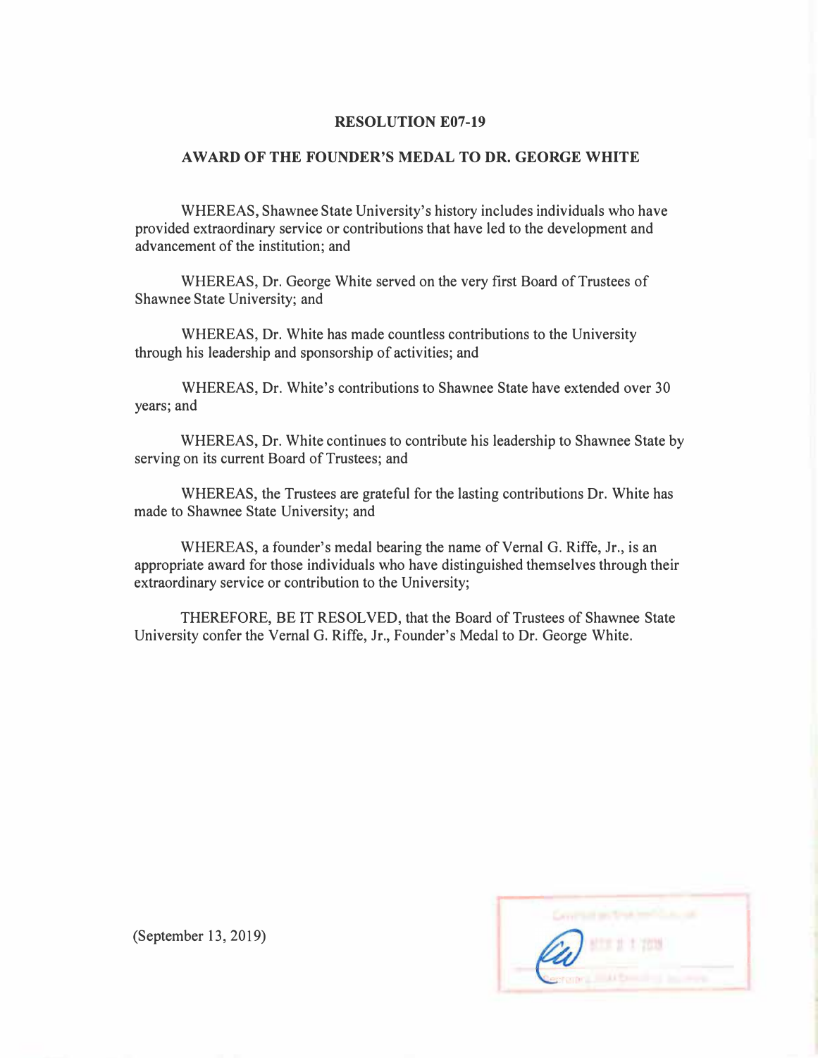**RESOLUTION E07-19**

**AWARD OF THE FOUNDER'S MEDAL TO DR. GEORGE WHITE**

WHEREAS, Shawnee State University's history includes individuals who have provided extraordinary service or contributions that have led to the development and advancement of the institution; and

WHEREAS, Dr. George White served on the very first Board of Trustees of Shawnee State University; and

WHEREAS, Dr. White has made countless contributions to the University through his leadership and sponsorship of activities; and

WHEREAS, Dr. White's contributions to Shawnee State have extended over 30 years; and

WHEREAS, Dr. White continues to contribute his leadership to Shawnee State by serving on its current Board of Trustees; and

WHEREAS, the Trustees are grateful for the lasting contributions Dr. White has made to Shawnee State University; and

WHEREAS, a founder's medal bearing the name of Vernal G. Riffe, Jr., is an appropriate award for those individuals who have distinguished themselves through their extraordinary service or contribution to the University;

THEREFORE, BE IT RESOLVED, that the Board of Trustees of Shawnee State University confer the Vernal G. Riffe, Jr., Founder's Medal to Dr. George White.

(September 13, 2019)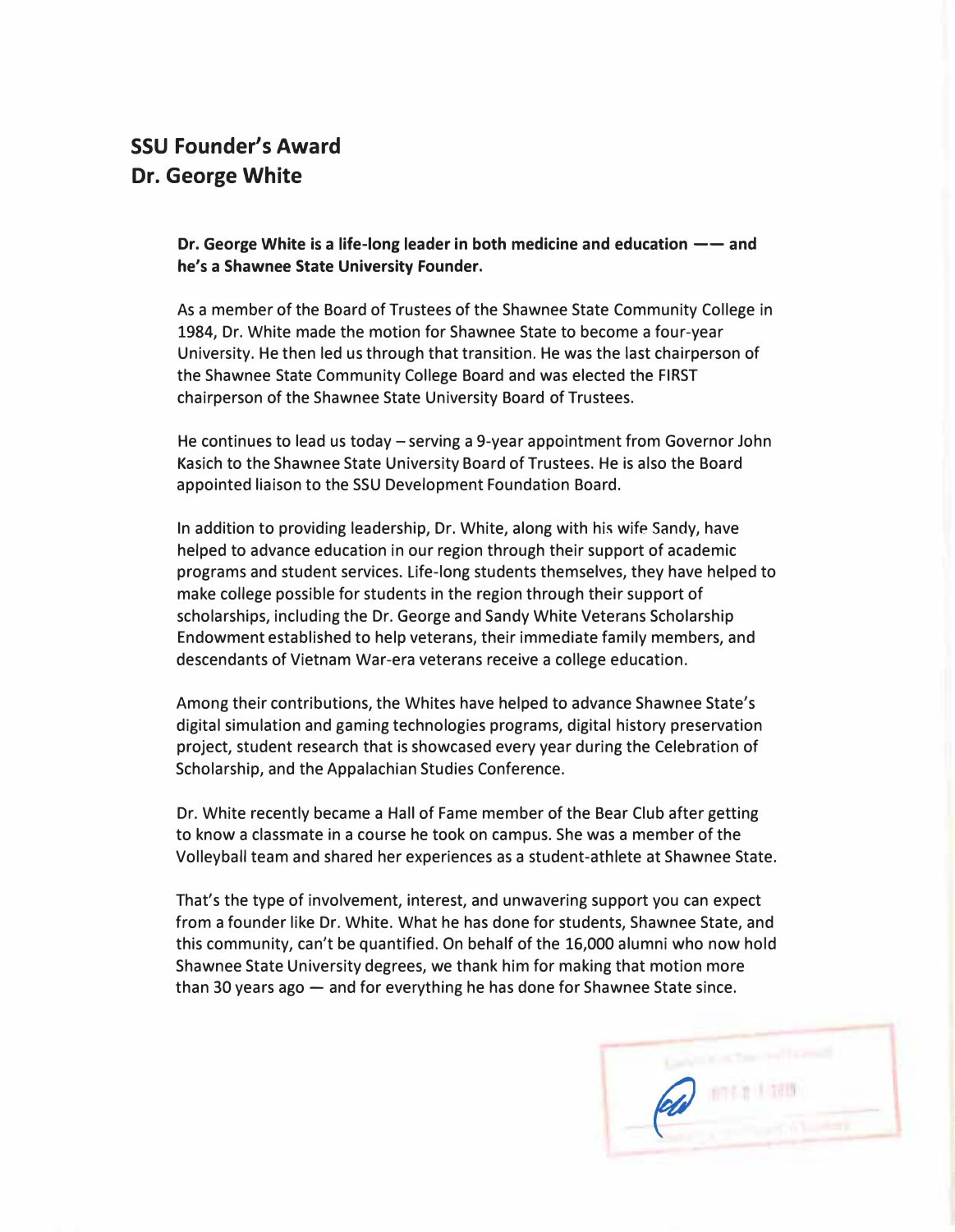## SSU Founder's Award
## Dr. George White

**Dr. George White is a life-long leader in both medicine and education —— and he's a Shawnee State University Founder.**

As a member of the Board of Trustees of the Shawnee State Community College in 1984, Dr. White made the motion for Shawnee State to become a four-year University. He then led us through that transition. He was the last chairperson of the Shawnee State Community College Board and was elected the FIRST chairperson of the Shawnee State University Board of Trustees.

He continues to lead us today – serving a 9-year appointment from Governor John Kasich to the Shawnee State University Board of Trustees. He is also the Board appointed liaison to the SSU Development Foundation Board.

In addition to providing leadership, Dr. White, along with his wife Sandy, have helped to advance education in our region through their support of academic programs and student services. Life-long students themselves, they have helped to make college possible for students in the region through their support of scholarships, including the Dr. George and Sandy White Veterans Scholarship Endowment established to help veterans, their immediate family members, and descendants of Vietnam War-era veterans receive a college education.

Among their contributions, the Whites have helped to advance Shawnee State's digital simulation and gaming technologies programs, digital history preservation project, student research that is showcased every year during the Celebration of Scholarship, and the Appalachian Studies Conference.

Dr. White recently became a Hall of Fame member of the Bear Club after getting to know a classmate in a course he took on campus. She was a member of the Volleyball team and shared her experiences as a student-athlete at Shawnee State.

That's the type of involvement, interest, and unwavering support you can expect from a founder like Dr. White. What he has done for students, Shawnee State, and this community, can't be quantified. On behalf of the 16,000 alumni who now hold Shawnee State University degrees, we thank him for making that motion more than 30 years ago — and for everything he has done for Shawnee State since.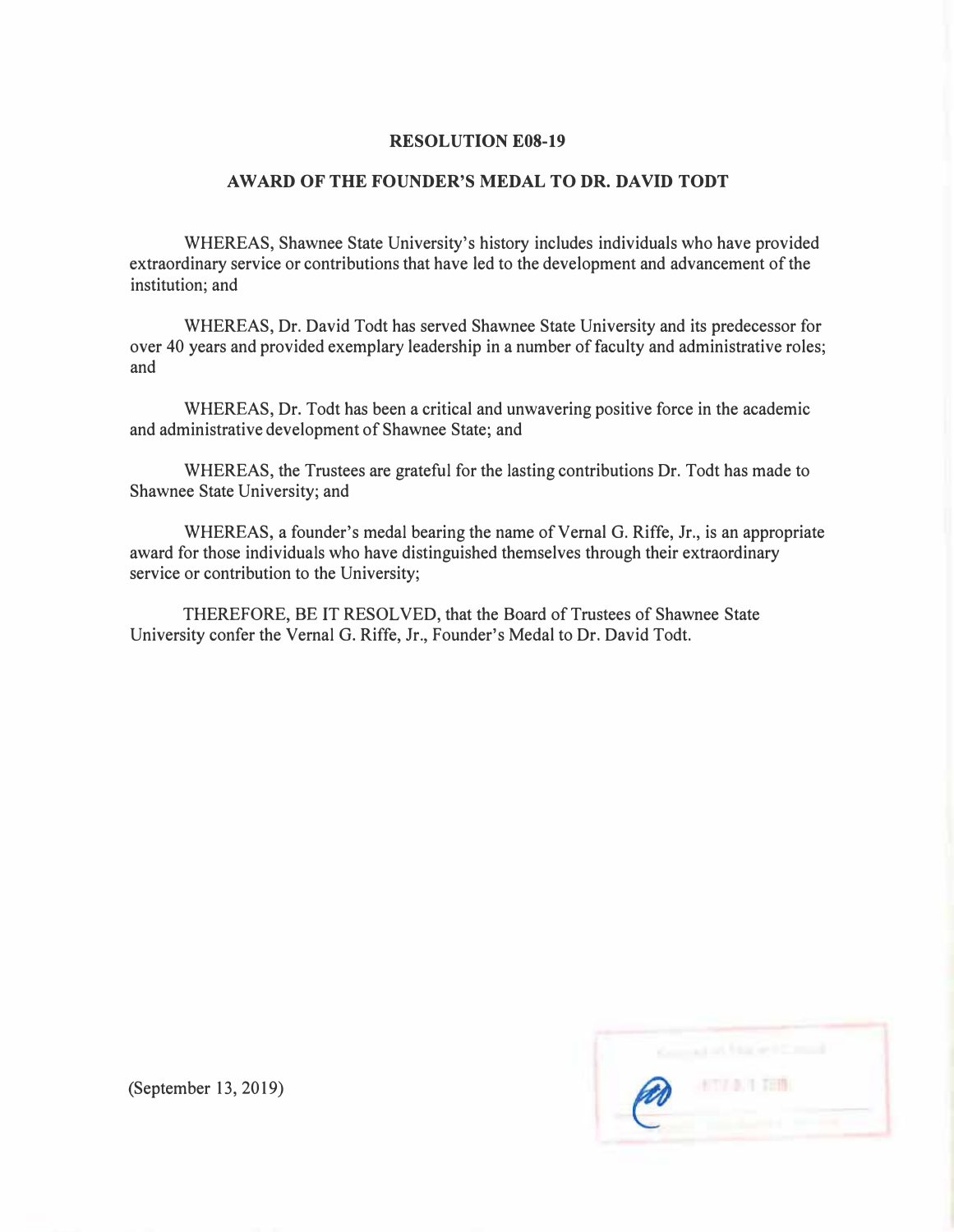**RESOLUTION E08-19**

**AWARD OF THE FOUNDER'S MEDAL TO DR. DAVID TODT**

WHEREAS, Shawnee State University's history includes individuals who have provided extraordinary service or contributions that have led to the development and advancement of the institution; and

WHEREAS, Dr. David Todt has served Shawnee State University and its predecessor for over 40 years and provided exemplary leadership in a number of faculty and administrative roles; and

WHEREAS, Dr. Todt has been a critical and unwavering positive force in the academic and administrative development of Shawnee State; and

WHEREAS, the Trustees are grateful for the lasting contributions Dr. Todt has made to Shawnee State University; and

WHEREAS, a founder's medal bearing the name of Vernal G. Riffe, Jr., is an appropriate award for those individuals who have distinguished themselves through their extraordinary service or contribution to the University;

THEREFORE, BE IT RESOLVED, that the Board of Trustees of Shawnee State University confer the Vernal G. Riffe, Jr., Founder's Medal to Dr. David Todt.

(September 13, 2019)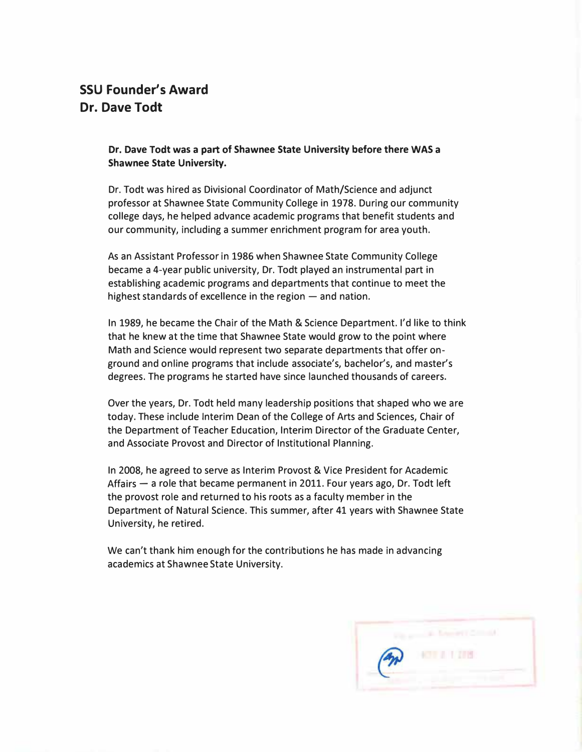# SSU Founder's Award
# Dr. Dave Todt

**Dr. Dave Todt was a part of Shawnee State University before there WAS a Shawnee State University.**

Dr. Todt was hired as Divisional Coordinator of Math/Science and adjunct professor at Shawnee State Community College in 1978. During our community college days, he helped advance academic programs that benefit students and our community, including a summer enrichment program for area youth.

As an Assistant Professor in 1986 when Shawnee State Community College became a 4-year public university, Dr. Todt played an instrumental part in establishing academic programs and departments that continue to meet the highest standards of excellence in the region — and nation.

In 1989, he became the Chair of the Math & Science Department. I'd like to think that he knew at the time that Shawnee State would grow to the point where Math and Science would represent two separate departments that offer on-ground and online programs that include associate's, bachelor's, and master's degrees. The programs he started have since launched thousands of careers.

Over the years, Dr. Todt held many leadership positions that shaped who we are today. These include Interim Dean of the College of Arts and Sciences, Chair of the Department of Teacher Education, Interim Director of the Graduate Center, and Associate Provost and Director of Institutional Planning.

In 2008, he agreed to serve as Interim Provost & Vice President for Academic Affairs — a role that became permanent in 2011. Four years ago, Dr. Todt left the provost role and returned to his roots as a faculty member in the Department of Natural Science. This summer, after 41 years with Shawnee State University, he retired.

We can't thank him enough for the contributions he has made in advancing academics at Shawnee State University.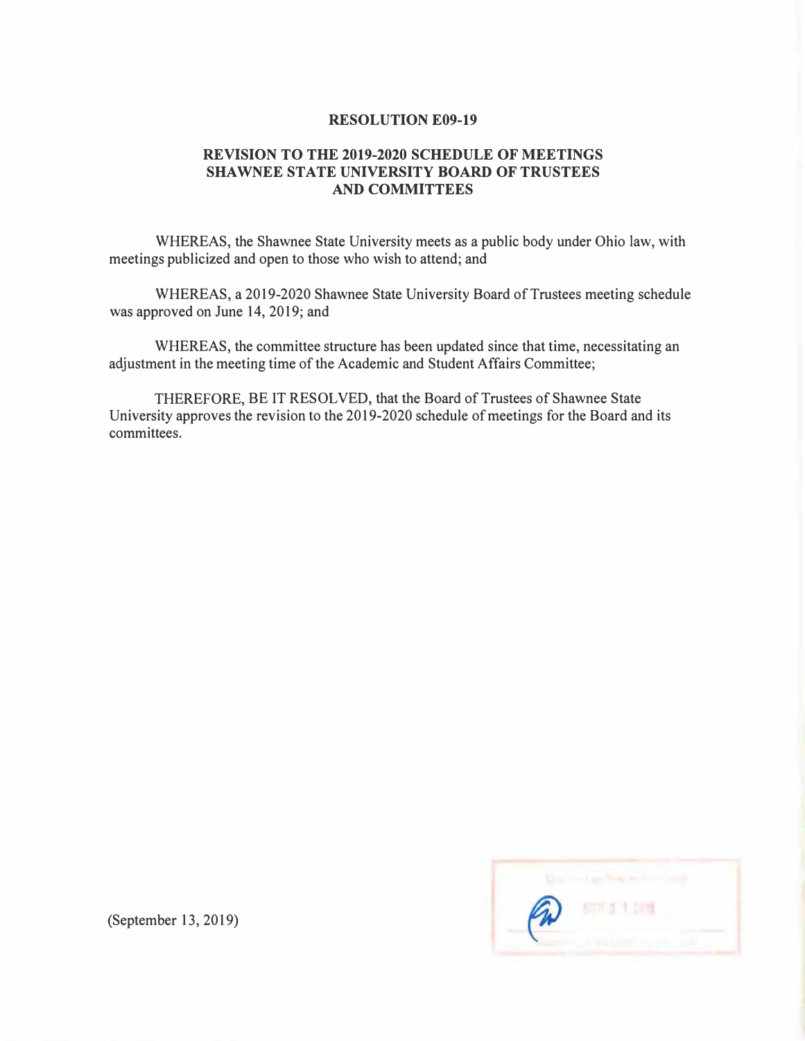**RESOLUTION E09-19**

**REVISION TO THE 2019-2020 SCHEDULE OF MEETINGS SHAWNEE STATE UNIVERSITY BOARD OF TRUSTEES AND COMMITTEES**

WHEREAS, the Shawnee State University meets as a public body under Ohio law, with meetings publicized and open to those who wish to attend; and

WHEREAS, a 2019-2020 Shawnee State University Board of Trustees meeting schedule was approved on June 14, 2019; and

WHEREAS, the committee structure has been updated since that time, necessitating an adjustment in the meeting time of the Academic and Student Affairs Committee;

THEREFORE, BE IT RESOLVED, that the Board of Trustees of Shawnee State University approves the revision to the 2019-2020 schedule of meetings for the Board and its committees.

(September 13, 2019)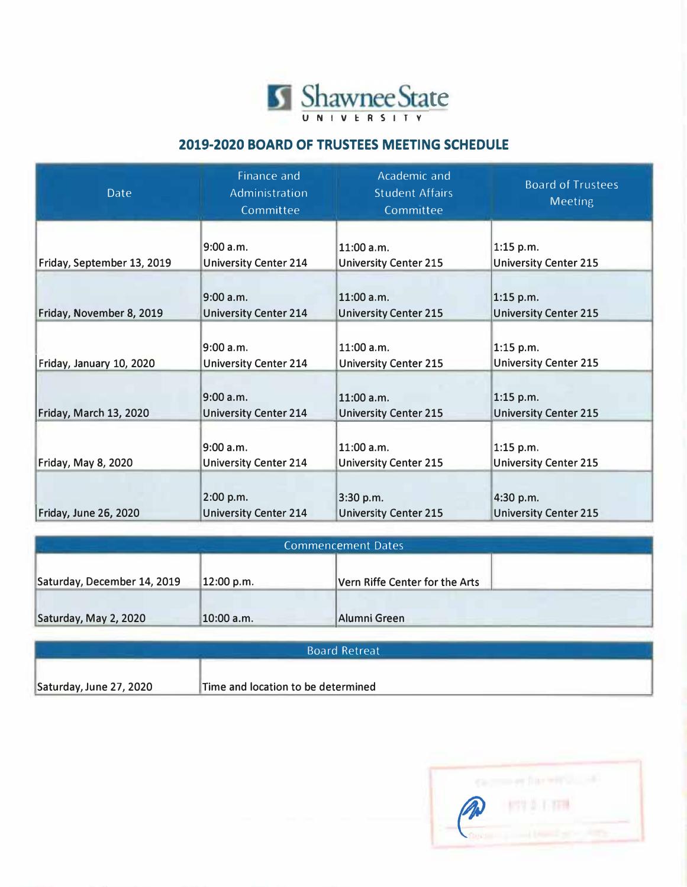Shawnee State UNIVERSITY

## 2019-2020 BOARD OF TRUSTEES MEETING SCHEDULE

| Date | Finance and Administration Committee | Academic and Student Affairs Committee | Board of Trustees Meeting |
|---|---|---|---|
| Friday, September 13, 2019 | 9:00 a.m. University Center 214 | 11:00 a.m. University Center 215 | 1:15 p.m. University Center 215 |
| Friday, November 8, 2019 | 9:00 a.m. University Center 214 | 11:00 a.m. University Center 215 | 1:15 p.m. University Center 215 |
| Friday, January 10, 2020 | 9:00 a.m. University Center 214 | 11:00 a.m. University Center 215 | 1:15 p.m. University Center 215 |
| Friday, March 13, 2020 | 9:00 a.m. University Center 214 | 11:00 a.m. University Center 215 | 1:15 p.m. University Center 215 |
| Friday, May 8, 2020 | 9:00 a.m. University Center 214 | 11:00 a.m. University Center 215 | 1:15 p.m. University Center 215 |
| Friday, June 26, 2020 | 2:00 p.m. University Center 214 | 3:30 p.m. University Center 215 | 4:30 p.m. University Center 215 |

| Commencement Dates | | | |
|---|---|---|---|
| Saturday, December 14, 2019 | 12:00 p.m. | Vern Riffe Center for the Arts | |
| Saturday, May 2, 2020 | 10:00 a.m. | Alumni Green | |

| Board Retreat | |
|---|---|
| Saturday, June 27, 2020 | Time and location to be determined |